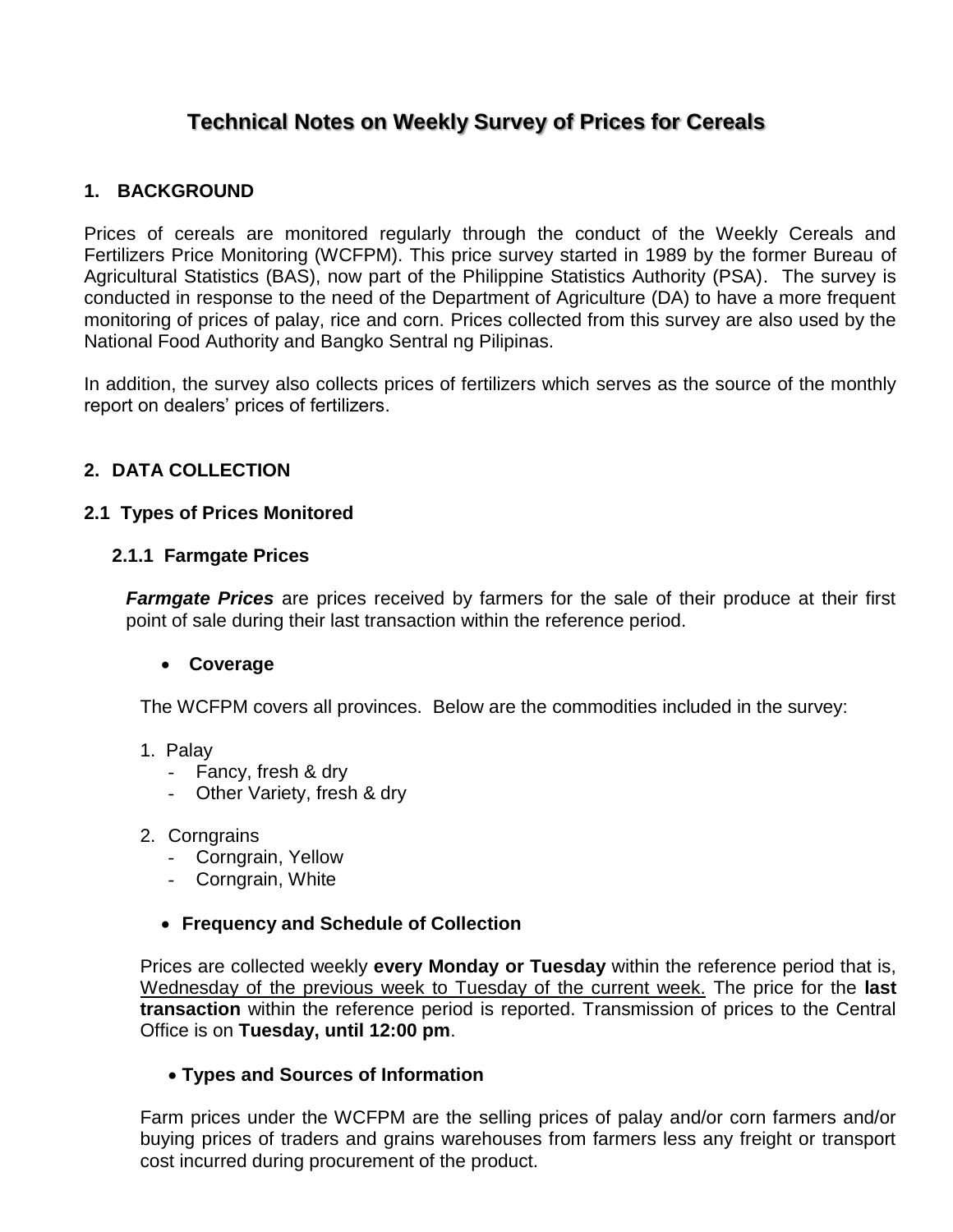# Technical Notes on Weekly Survey of Prices for Cereals

## 1. BACKGROUND

Prices of cereals are monitored regularly through the conduct of the Weekly Cereals and Fertilizers Price Monitoring (WCFPM). This price survey started in 1989 by the former Bureau of Agricultural Statistics (BAS), now part of the Philippine Statistics Authority (PSA). The survey is conducted in response to the need of the Department of Agriculture (DA) to have a more frequent monitoring of prices of palay, rice and corn. Prices collected from this survey are also used by the National Food Authority and Bangko Sentral ng Pilipinas.

In addition, the survey also collects prices of fertilizers which serves as the source of the monthly report on dealers' prices of fertilizers.

## 2. DATA COLLECTION

### 2.1 Types of Prices Monitored

#### 2.1.1 Farmgate Prices

***Farmgate Prices*** are prices received by farmers for the sale of their produce at their first point of sale during their last transaction within the reference period.

- **Coverage**

The WCFPM covers all provinces. Below are the commodities included in the survey:

1. Palay
   - Fancy, fresh & dry
   - Other Variety, fresh & dry

2. Corngrains
   - Corngrain, Yellow
   - Corngrain, White

- **Frequency and Schedule of Collection**

Prices are collected weekly **every Monday or Tuesday** within the reference period that is, <u>Wednesday of the previous week to Tuesday of the current week.</u> The price for the **last transaction** within the reference period is reported. Transmission of prices to the Central Office is on **Tuesday, until 12:00 pm**.

- **Types and Sources of Information**

Farm prices under the WCFPM are the selling prices of palay and/or corn farmers and/or buying prices of traders and grains warehouses from farmers less any freight or transport cost incurred during procurement of the product.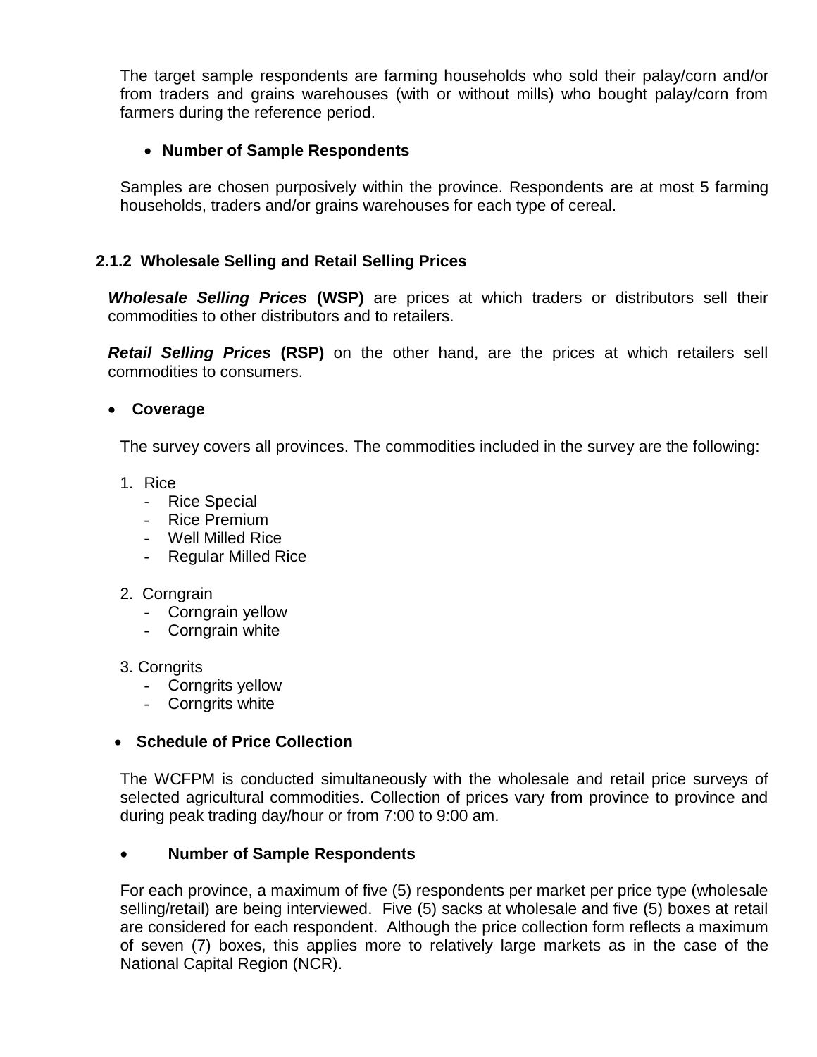The target sample respondents are farming households who sold their palay/corn and/or from traders and grains warehouses (with or without mills) who bought palay/corn from farmers during the reference period.

- **Number of Sample Respondents**

Samples are chosen purposively within the province. Respondents are at most 5 farming households, traders and/or grains warehouses for each type of cereal.

### 2.1.2 Wholesale Selling and Retail Selling Prices

***Wholesale Selling Prices*** **(WSP)** are prices at which traders or distributors sell their commodities to other distributors and to retailers.

***Retail Selling Prices*** **(RSP)** on the other hand, are the prices at which retailers sell commodities to consumers.

- **Coverage**

The survey covers all provinces. The commodities included in the survey are the following:

1. Rice
   - Rice Special
   - Rice Premium
   - Well Milled Rice
   - Regular Milled Rice

2. Corngrain
   - Corngrain yellow
   - Corngrain white

3. Corngrits
   - Corngrits yellow
   - Corngrits white

- **Schedule of Price Collection**

The WCFPM is conducted simultaneously with the wholesale and retail price surveys of selected agricultural commodities. Collection of prices vary from province to province and during peak trading day/hour or from 7:00 to 9:00 am.

- **Number of Sample Respondents**

For each province, a maximum of five (5) respondents per market per price type (wholesale selling/retail) are being interviewed. Five (5) sacks at wholesale and five (5) boxes at retail are considered for each respondent. Although the price collection form reflects a maximum of seven (7) boxes, this applies more to relatively large markets as in the case of the National Capital Region (NCR).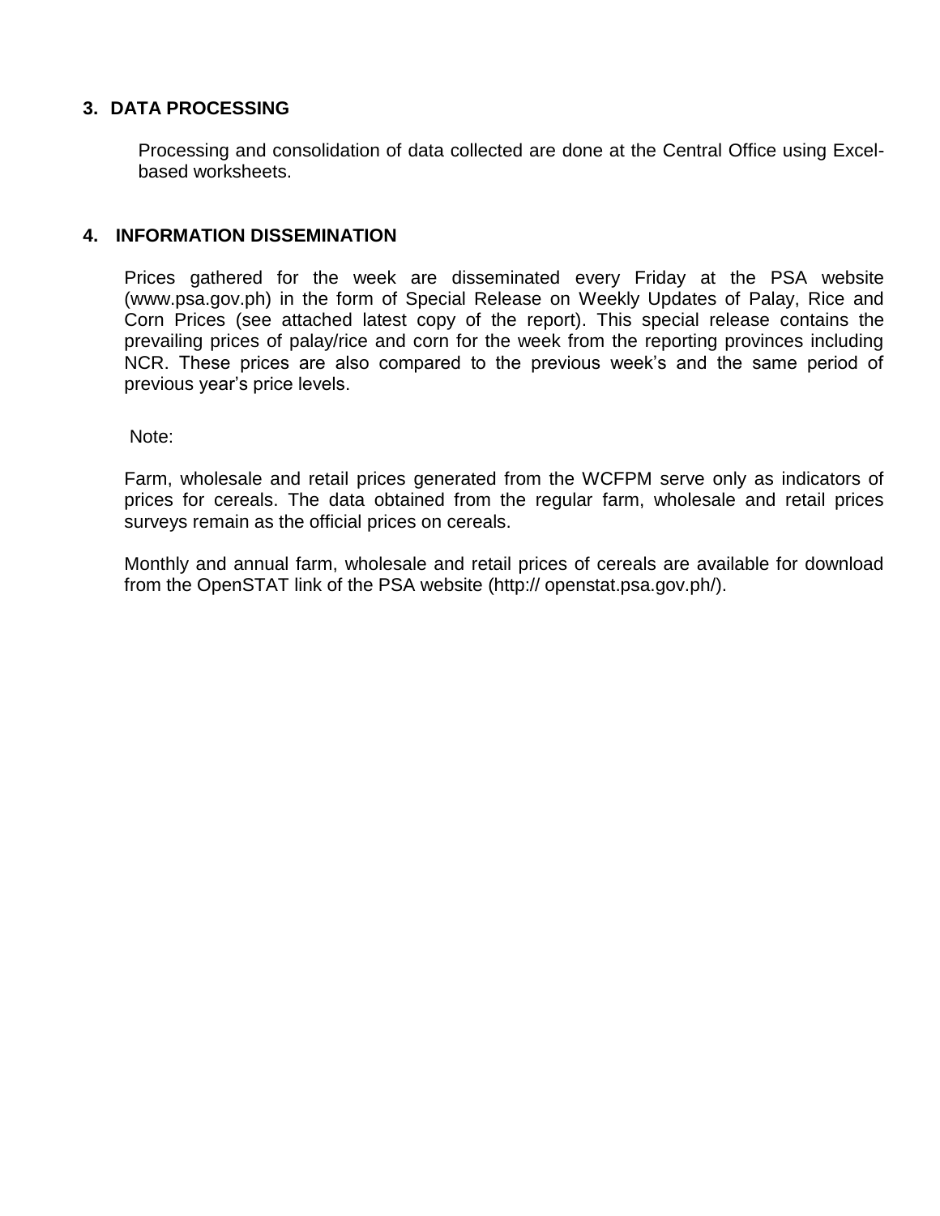## 3. DATA PROCESSING

Processing and consolidation of data collected are done at the Central Office using Excel-based worksheets.

## 4. INFORMATION DISSEMINATION

Prices gathered for the week are disseminated every Friday at the PSA website (www.psa.gov.ph) in the form of Special Release on Weekly Updates of Palay, Rice and Corn Prices (see attached latest copy of the report). This special release contains the prevailing prices of palay/rice and corn for the week from the reporting provinces including NCR. These prices are also compared to the previous week's and the same period of previous year's price levels.

Note:

Farm, wholesale and retail prices generated from the WCFPM serve only as indicators of prices for cereals. The data obtained from the regular farm, wholesale and retail prices surveys remain as the official prices on cereals.

Monthly and annual farm, wholesale and retail prices of cereals are available for download from the OpenSTAT link of the PSA website (http:// openstat.psa.gov.ph/).